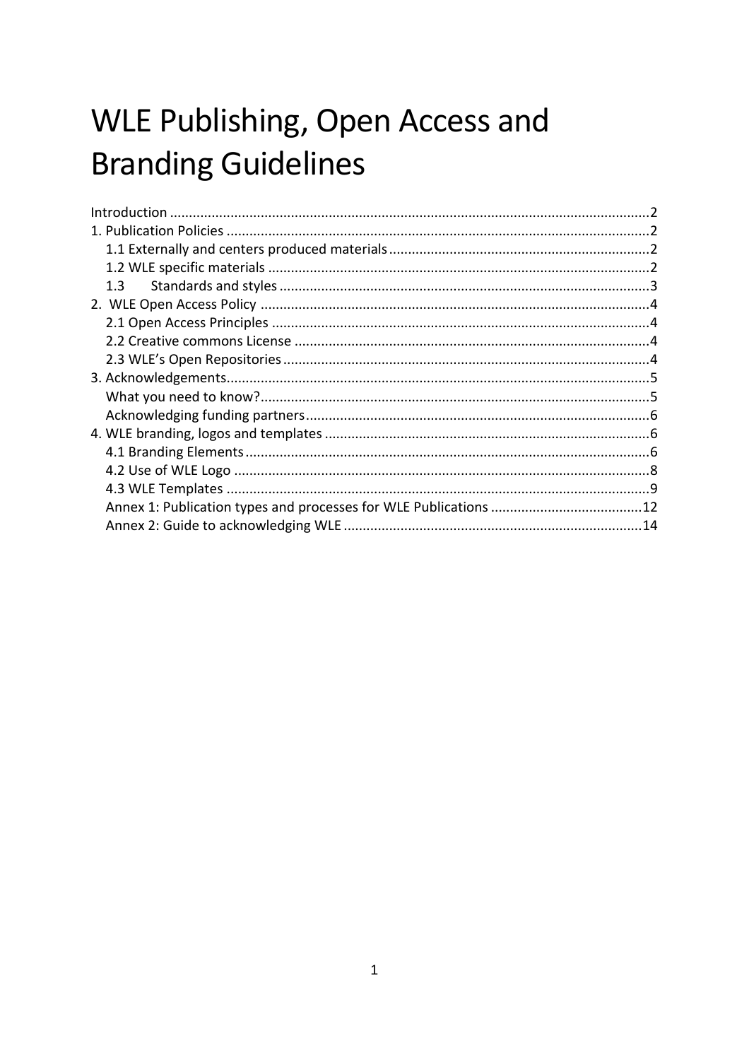# WLE Publishing, Open Access and Branding Guidelines

Introduction .....2
1. Publication Policies .....2
    1.1 Externally and centers produced materials .....2
    1.2 WLE specific materials .....2
    1.3 Standards and styles .....3
2. WLE Open Access Policy .....4
    2.1 Open Access Principles .....4
    2.2 Creative commons License .....4
    2.3 WLE's Open Repositories .....4
3. Acknowledgements .....5
    What you need to know? .....5
    Acknowledging funding partners .....6
4. WLE branding, logos and templates .....6
    4.1 Branding Elements .....6
    4.2 Use of WLE Logo .....8
    4.3 WLE Templates .....9
    Annex 1: Publication types and processes for WLE Publications .....12
    Annex 2: Guide to acknowledging WLE .....14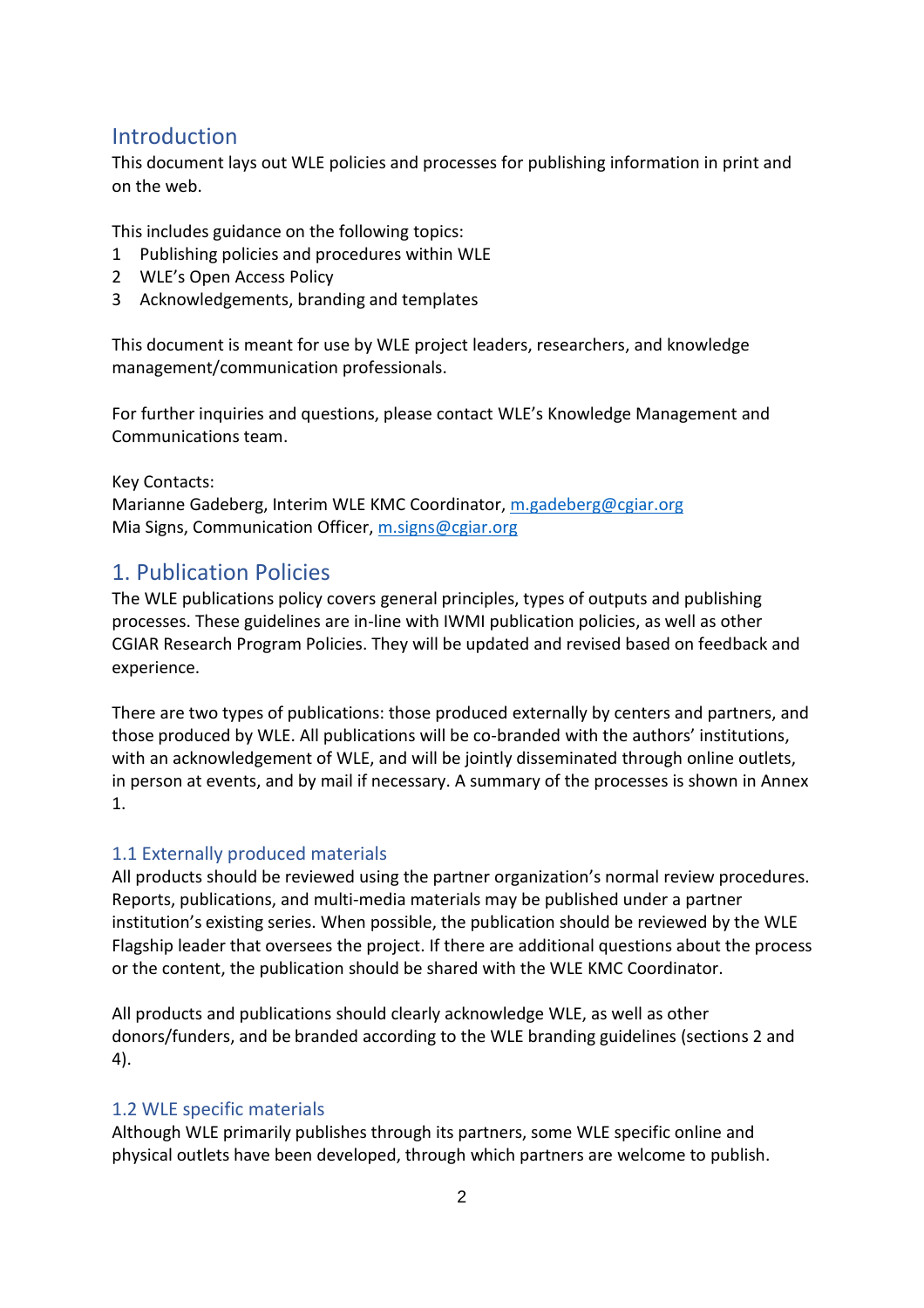# Introduction

This document lays out WLE policies and processes for publishing information in print and on the web.

This includes guidance on the following topics:

1 Publishing policies and procedures within WLE
2 WLE's Open Access Policy
3 Acknowledgements, branding and templates

This document is meant for use by WLE project leaders, researchers, and knowledge management/communication professionals.

For further inquiries and questions, please contact WLE's Knowledge Management and Communications team.

Key Contacts:
Marianne Gadeberg, Interim WLE KMC Coordinator, m.gadeberg@cgiar.org
Mia Signs, Communication Officer, m.signs@cgiar.org

# 1. Publication Policies

The WLE publications policy covers general principles, types of outputs and publishing processes. These guidelines are in-line with IWMI publication policies, as well as other CGIAR Research Program Policies. They will be updated and revised based on feedback and experience.

There are two types of publications: those produced externally by centers and partners, and those produced by WLE. All publications will be co-branded with the authors' institutions, with an acknowledgement of WLE, and will be jointly disseminated through online outlets, in person at events, and by mail if necessary. A summary of the processes is shown in Annex 1.

## 1.1 Externally produced materials

All products should be reviewed using the partner organization's normal review procedures. Reports, publications, and multi-media materials may be published under a partner institution's existing series. When possible, the publication should be reviewed by the WLE Flagship leader that oversees the project. If there are additional questions about the process or the content, the publication should be shared with the WLE KMC Coordinator.

All products and publications should clearly acknowledge WLE, as well as other donors/funders, and be branded according to the WLE branding guidelines (sections 2 and 4).

## 1.2 WLE specific materials

Although WLE primarily publishes through its partners, some WLE specific online and physical outlets have been developed, through which partners are welcome to publish.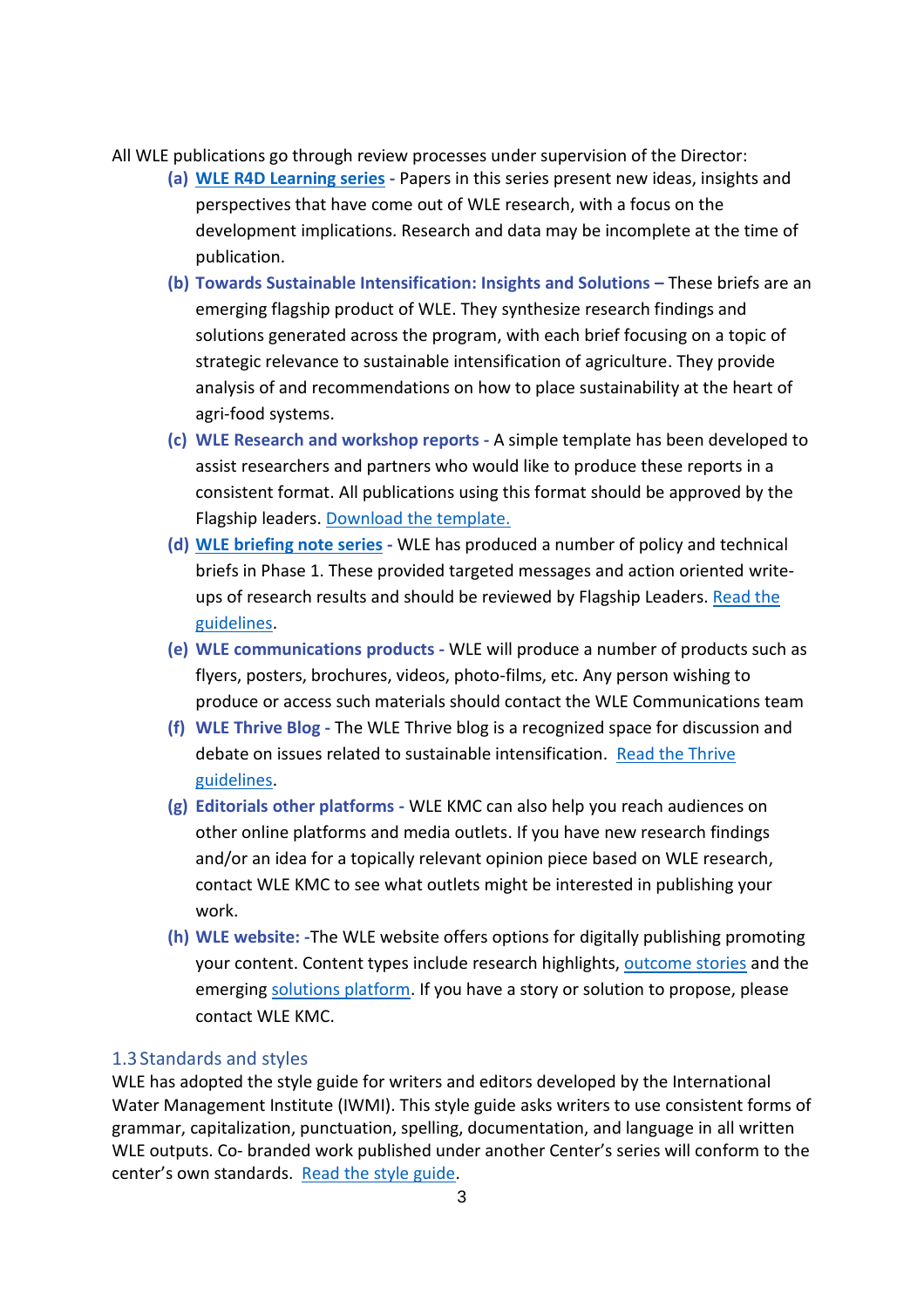All WLE publications go through review processes under supervision of the Director:

- **(a) WLE R4D Learning series -** Papers in this series present new ideas, insights and perspectives that have come out of WLE research, with a focus on the development implications. Research and data may be incomplete at the time of publication.
- **(b) Towards Sustainable Intensification: Insights and Solutions –** These briefs are an emerging flagship product of WLE. They synthesize research findings and solutions generated across the program, with each brief focusing on a topic of strategic relevance to sustainable intensification of agriculture. They provide analysis of and recommendations on how to place sustainability at the heart of agri-food systems.
- **(c) WLE Research and workshop reports -** A simple template has been developed to assist researchers and partners who would like to produce these reports in a consistent format. All publications using this format should be approved by the Flagship leaders. Download the template.
- **(d) WLE briefing note series -** WLE has produced a number of policy and technical briefs in Phase 1. These provided targeted messages and action oriented write-ups of research results and should be reviewed by Flagship Leaders. Read the guidelines.
- **(e) WLE communications products -** WLE will produce a number of products such as flyers, posters, brochures, videos, photo-films, etc. Any person wishing to produce or access such materials should contact the WLE Communications team
- **(f) WLE Thrive Blog -** The WLE Thrive blog is a recognized space for discussion and debate on issues related to sustainable intensification. Read the Thrive guidelines.
- **(g) Editorials other platforms -** WLE KMC can also help you reach audiences on other online platforms and media outlets. If you have new research findings and/or an idea for a topically relevant opinion piece based on WLE research, contact WLE KMC to see what outlets might be interested in publishing your work.
- **(h) WLE website:** -The WLE website offers options for digitally publishing promoting your content. Content types include research highlights, outcome stories and the emerging solutions platform. If you have a story or solution to propose, please contact WLE KMC.

### 1.3 Standards and styles

WLE has adopted the style guide for writers and editors developed by the International Water Management Institute (IWMI). This style guide asks writers to use consistent forms of grammar, capitalization, punctuation, spelling, documentation, and language in all written WLE outputs. Co- branded work published under another Center's series will conform to the center's own standards. Read the style guide.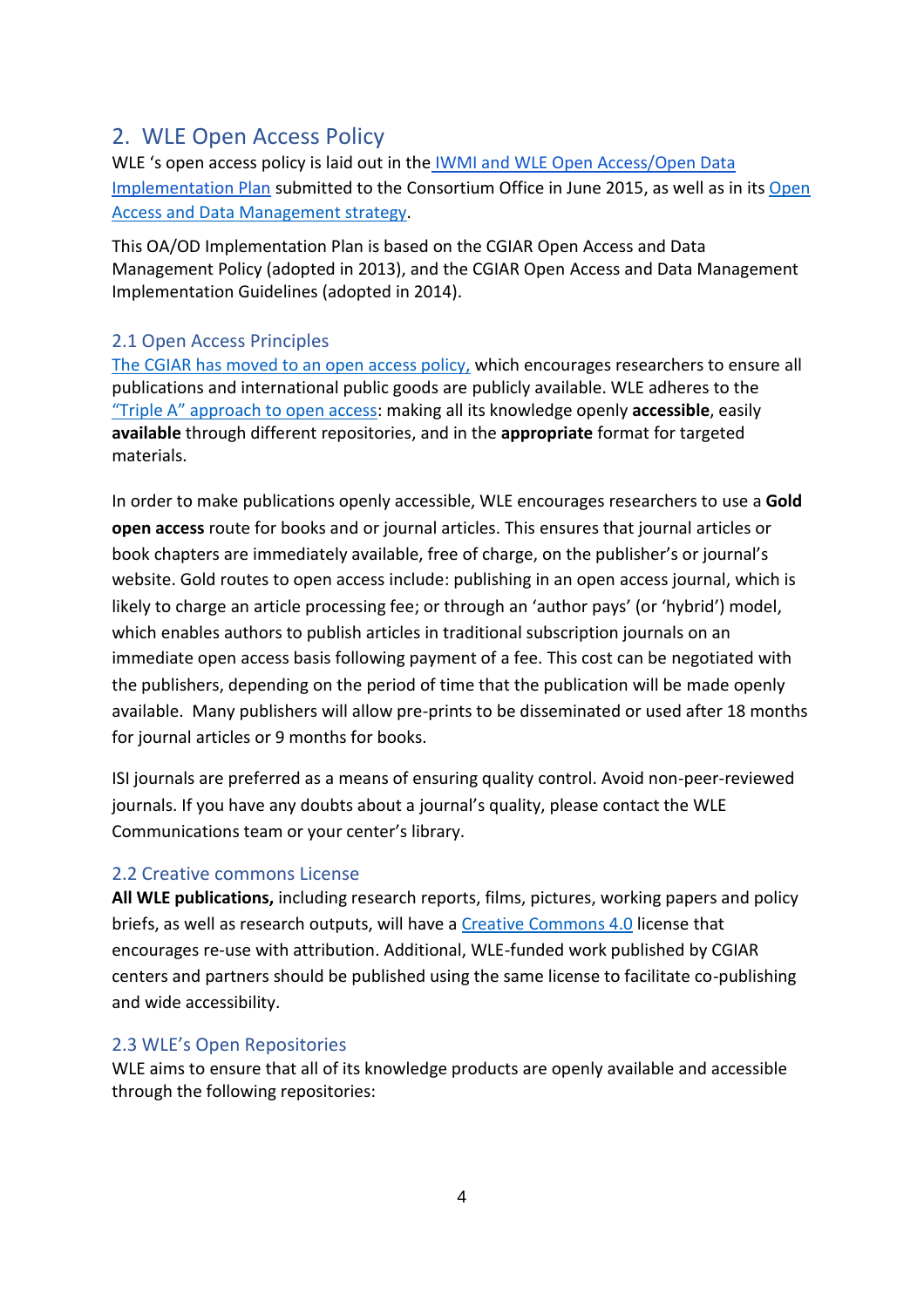## 2. WLE Open Access Policy

WLE 's open access policy is laid out in the IWMI and WLE Open Access/Open Data Implementation Plan submitted to the Consortium Office in June 2015, as well as in its Open Access and Data Management strategy.

This OA/OD Implementation Plan is based on the CGIAR Open Access and Data Management Policy (adopted in 2013), and the CGIAR Open Access and Data Management Implementation Guidelines (adopted in 2014).

### 2.1 Open Access Principles

The CGIAR has moved to an open access policy, which encourages researchers to ensure all publications and international public goods are publicly available. WLE adheres to the "Triple A" approach to open access: making all its knowledge openly **accessible**, easily **available** through different repositories, and in the **appropriate** format for targeted materials.

In order to make publications openly accessible, WLE encourages researchers to use a **Gold open access** route for books and or journal articles. This ensures that journal articles or book chapters are immediately available, free of charge, on the publisher's or journal's website. Gold routes to open access include: publishing in an open access journal, which is likely to charge an article processing fee; or through an 'author pays' (or 'hybrid') model, which enables authors to publish articles in traditional subscription journals on an immediate open access basis following payment of a fee. This cost can be negotiated with the publishers, depending on the period of time that the publication will be made openly available. Many publishers will allow pre-prints to be disseminated or used after 18 months for journal articles or 9 months for books.

ISI journals are preferred as a means of ensuring quality control. Avoid non-peer-reviewed journals. If you have any doubts about a journal's quality, please contact the WLE Communications team or your center's library.

### 2.2 Creative commons License

**All WLE publications,** including research reports, films, pictures, working papers and policy briefs, as well as research outputs, will have a Creative Commons 4.0 license that encourages re-use with attribution. Additional, WLE-funded work published by CGIAR centers and partners should be published using the same license to facilitate co-publishing and wide accessibility.

### 2.3 WLE's Open Repositories

WLE aims to ensure that all of its knowledge products are openly available and accessible through the following repositories: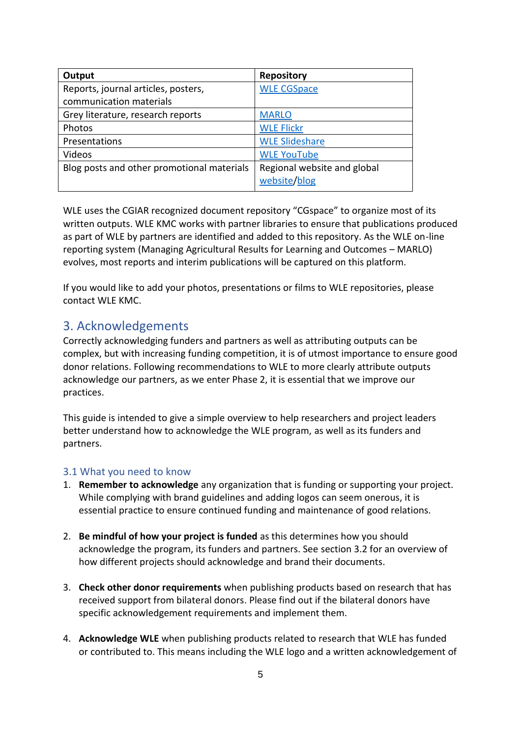| Output | Repository |
|---|---|
| Reports, journal articles, posters, communication materials | WLE CGSpace |
| Grey literature, research reports | MARLO |
| Photos | WLE Flickr |
| Presentations | WLE Slideshare |
| Videos | WLE YouTube |
| Blog posts and other promotional materials | Regional website and global website/blog |

WLE uses the CGIAR recognized document repository "CGspace" to organize most of its written outputs. WLE KMC works with partner libraries to ensure that publications produced as part of WLE by partners are identified and added to this repository. As the WLE on-line reporting system (Managing Agricultural Results for Learning and Outcomes – MARLO) evolves, most reports and interim publications will be captured on this platform.

If you would like to add your photos, presentations or films to WLE repositories, please contact WLE KMC.

## 3. Acknowledgements

Correctly acknowledging funders and partners as well as attributing outputs can be complex, but with increasing funding competition, it is of utmost importance to ensure good donor relations. Following recommendations to WLE to more clearly attribute outputs acknowledge our partners, as we enter Phase 2, it is essential that we improve our practices.

This guide is intended to give a simple overview to help researchers and project leaders better understand how to acknowledge the WLE program, as well as its funders and partners.

### 3.1 What you need to know

1. **Remember to acknowledge** any organization that is funding or supporting your project. While complying with brand guidelines and adding logos can seem onerous, it is essential practice to ensure continued funding and maintenance of good relations.

2. **Be mindful of how your project is funded** as this determines how you should acknowledge the program, its funders and partners. See section 3.2 for an overview of how different projects should acknowledge and brand their documents.

3. **Check other donor requirements** when publishing products based on research that has received support from bilateral donors. Please find out if the bilateral donors have specific acknowledgement requirements and implement them.

4. **Acknowledge WLE** when publishing products related to research that WLE has funded or contributed to. This means including the WLE logo and a written acknowledgement of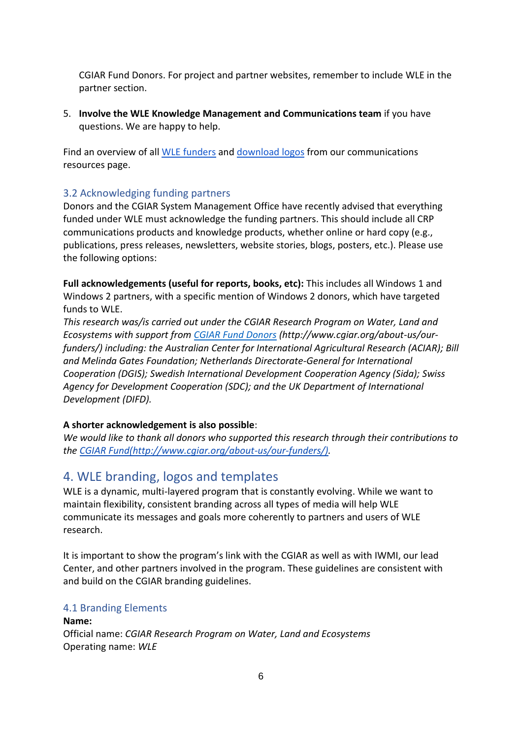CGIAR Fund Donors. For project and partner websites, remember to include WLE in the partner section.

5. **Involve the WLE Knowledge Management and Communications team** if you have questions. We are happy to help.

Find an overview of all [WLE funders] and [download logos] from our communications resources page.

### 3.2 Acknowledging funding partners

Donors and the CGIAR System Management Office have recently advised that everything funded under WLE must acknowledge the funding partners. This should include all CRP communications products and knowledge products, whether online or hard copy (e.g., publications, press releases, newsletters, website stories, blogs, posters, etc.). Please use the following options:

**Full acknowledgements (useful for reports, books, etc):** This includes all Windows 1 and Windows 2 partners, with a specific mention of Windows 2 donors, which have targeted funds to WLE.

*This research was/is carried out under the CGIAR Research Program on Water, Land and Ecosystems with support from [CGIAR Fund Donors] (http://www.cgiar.org/about-us/our-funders/) including: the Australian Center for International Agricultural Research (ACIAR); Bill and Melinda Gates Foundation; Netherlands Directorate-General for International Cooperation (DGIS); Swedish International Development Cooperation Agency (Sida); Swiss Agency for Development Cooperation (SDC); and the UK Department of International Development (DIFD).*

**A shorter acknowledgement is also possible**:

*We would like to thank all donors who supported this research through their contributions to the [CGIAR Fund(http://www.cgiar.org/about-us/our-funders/)].*

## 4. WLE branding, logos and templates

WLE is a dynamic, multi-layered program that is constantly evolving. While we want to maintain flexibility, consistent branding across all types of media will help WLE communicate its messages and goals more coherently to partners and users of WLE research.

It is important to show the program's link with the CGIAR as well as with IWMI, our lead Center, and other partners involved in the program. These guidelines are consistent with and build on the CGIAR branding guidelines.

### 4.1 Branding Elements

**Name:**
Official name: *CGIAR Research Program on Water, Land and Ecosystems*
Operating name: *WLE*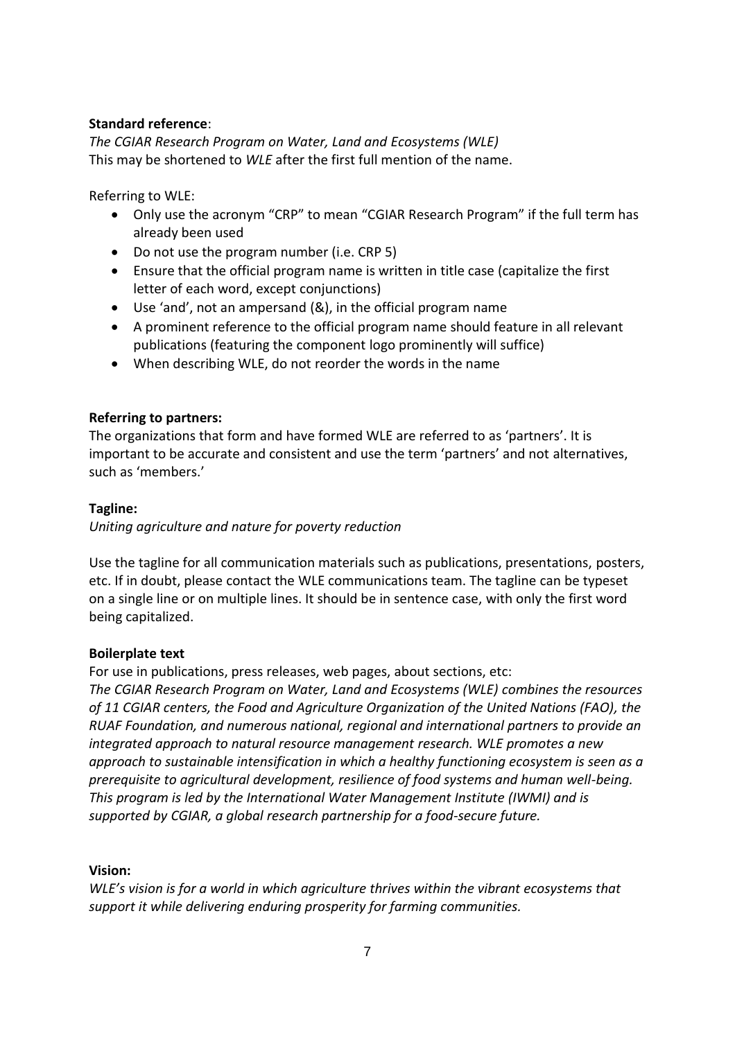**Standard reference**:

*The CGIAR Research Program on Water, Land and Ecosystems (WLE)*
This may be shortened to *WLE* after the first full mention of the name.

Referring to WLE:

- Only use the acronym "CRP" to mean "CGIAR Research Program" if the full term has already been used
- Do not use the program number (i.e. CRP 5)
- Ensure that the official program name is written in title case (capitalize the first letter of each word, except conjunctions)
- Use 'and', not an ampersand (&), in the official program name
- A prominent reference to the official program name should feature in all relevant publications (featuring the component logo prominently will suffice)
- When describing WLE, do not reorder the words in the name

**Referring to partners:**

The organizations that form and have formed WLE are referred to as 'partners'. It is important to be accurate and consistent and use the term 'partners' and not alternatives, such as 'members.'

**Tagline:**

*Uniting agriculture and nature for poverty reduction*

Use the tagline for all communication materials such as publications, presentations, posters, etc. If in doubt, please contact the WLE communications team. The tagline can be typeset on a single line or on multiple lines. It should be in sentence case, with only the first word being capitalized.

**Boilerplate text**

For use in publications, press releases, web pages, about sections, etc:
*The CGIAR Research Program on Water, Land and Ecosystems (WLE) combines the resources of 11 CGIAR centers, the Food and Agriculture Organization of the United Nations (FAO), the RUAF Foundation, and numerous national, regional and international partners to provide an integrated approach to natural resource management research. WLE promotes a new approach to sustainable intensification in which a healthy functioning ecosystem is seen as a prerequisite to agricultural development, resilience of food systems and human well-being. This program is led by the International Water Management Institute (IWMI) and is supported by CGIAR, a global research partnership for a food-secure future.*

**Vision:**

*WLE's vision is for a world in which agriculture thrives within the vibrant ecosystems that support it while delivering enduring prosperity for farming communities.*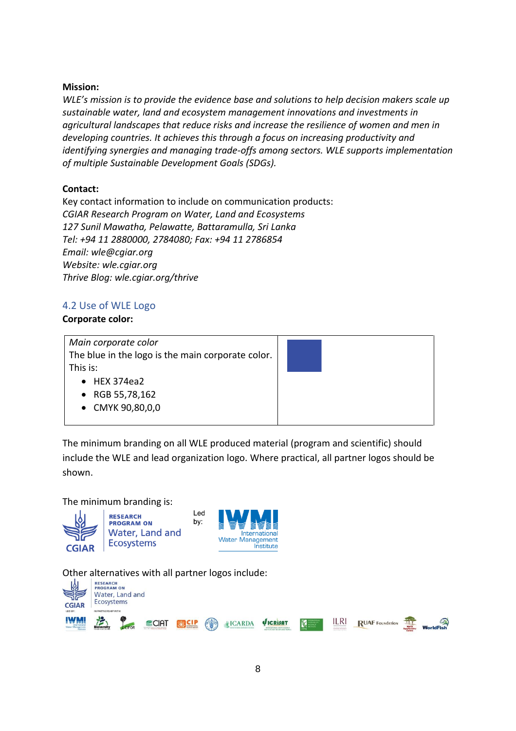**Mission:**

*WLE's mission is to provide the evidence base and solutions to help decision makers scale up sustainable water, land and ecosystem management innovations and investments in agricultural landscapes that reduce risks and increase the resilience of women and men in developing countries. It achieves this through a focus on increasing productivity and identifying synergies and managing trade-offs among sectors. WLE supports implementation of multiple Sustainable Development Goals (SDGs).*

**Contact:**

Key contact information to include on communication products:
*CGIAR Research Program on Water, Land and Ecosystems*
*127 Sunil Mawatha, Pelawatte, Battaramulla, Sri Lanka*
*Tel: +94 11 2880000, 2784080; Fax: +94 11 2786854*
*Email: wle@cgiar.org*
*Website: wle.cgiar.org*
*Thrive Blog: wle.cgiar.org/thrive*

## 4.2 Use of WLE Logo

**Corporate color:**

| *Main corporate color*<br>The blue in the logo is the main corporate color. This is:<br>• HEX 374ea2<br>• RGB 55,78,162<br>• CMYK 90,80,0,0 | |
|---|---|

The minimum branding on all WLE produced material (program and scientific) should include the WLE and lead organization logo. Where practical, all partner logos should be shown.

The minimum branding is:

CGIAR RESEARCH PROGRAM ON Water, Land and Ecosystems — Led by: IWMI International Water Management Institute

Other alternatives with all partner logos include:

CGIAR RESEARCH PROGRAM ON Water, Land and Ecosystems — LED BY: IWMI — IN PARTNERSHIP WITH: Bioversity International, CIFOR, CIAT, CIP, FAO, ICARDA, ICRISAT, IFPRI, ILRI, RUAF Foundation, World Agroforestry Centre, WorldFish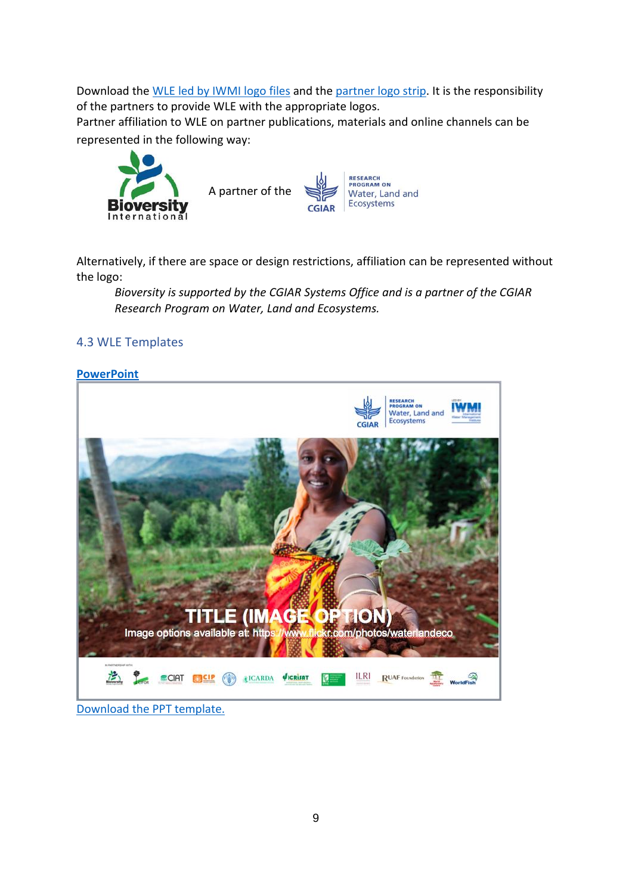Download the WLE led by IWMI logo files and the partner logo strip. It is the responsibility of the partners to provide WLE with the appropriate logos.
Partner affiliation to WLE on partner publications, materials and online channels can be represented in the following way:

A partner of the

Alternatively, if there are space or design restrictions, affiliation can be represented without the logo:

> *Bioversity is supported by the CGIAR Systems Office and is a partner of the CGIAR Research Program on Water, Land and Ecosystems.*

### 4.3 WLE Templates

**PowerPoint**

Download the PPT template.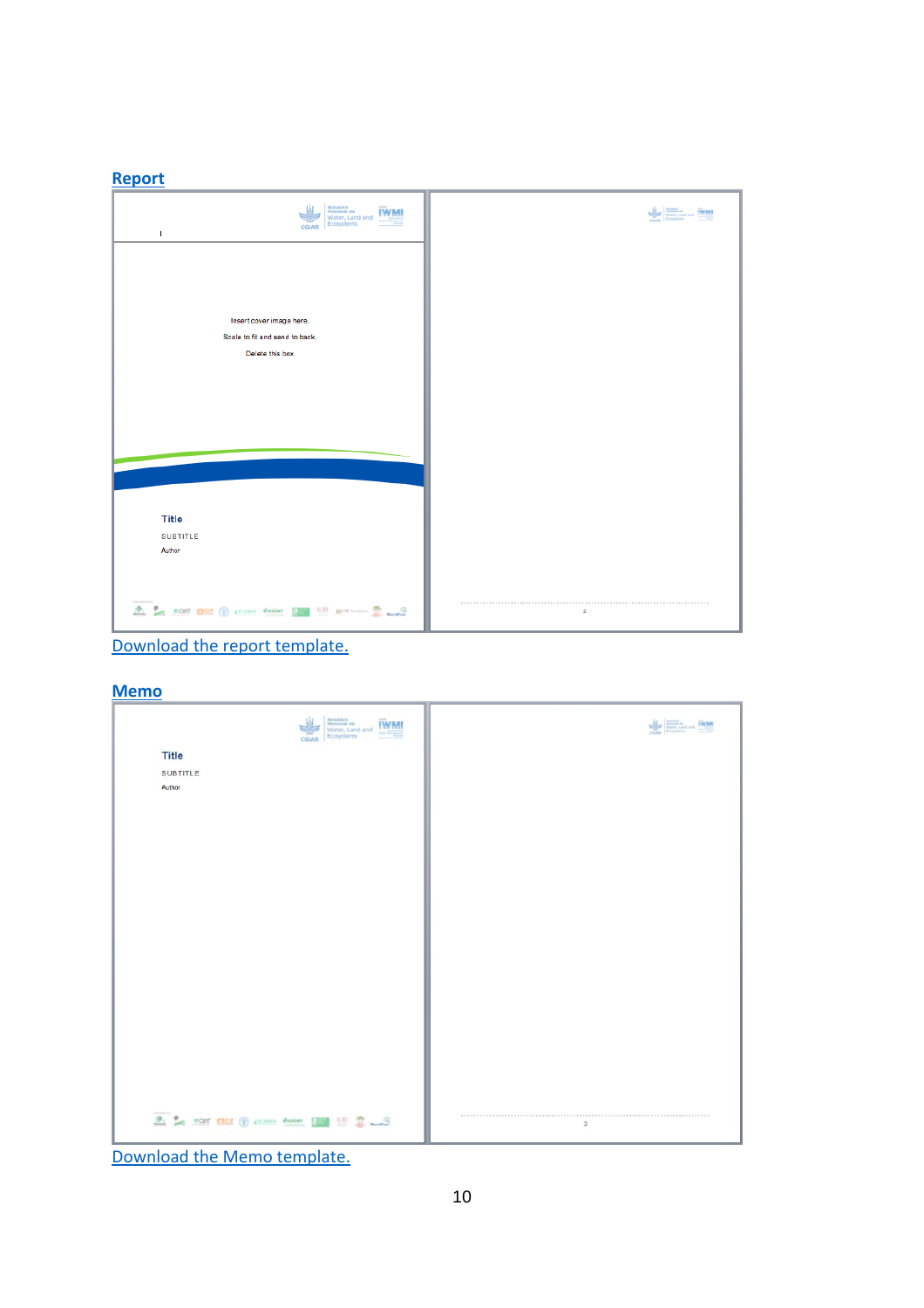## Report

Download the report template.

## Memo

Download the Memo template.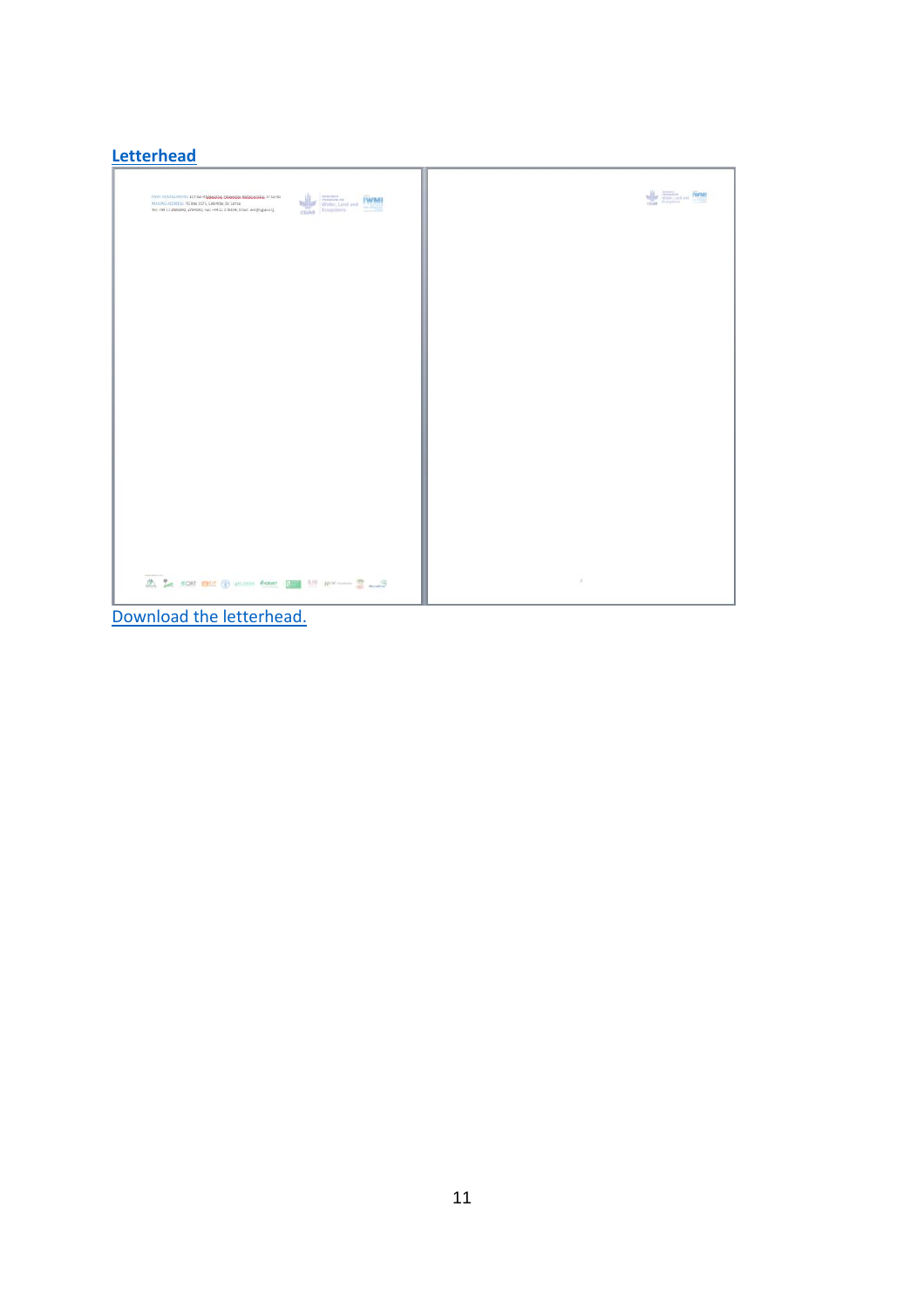## Letterhead

Download the letterhead.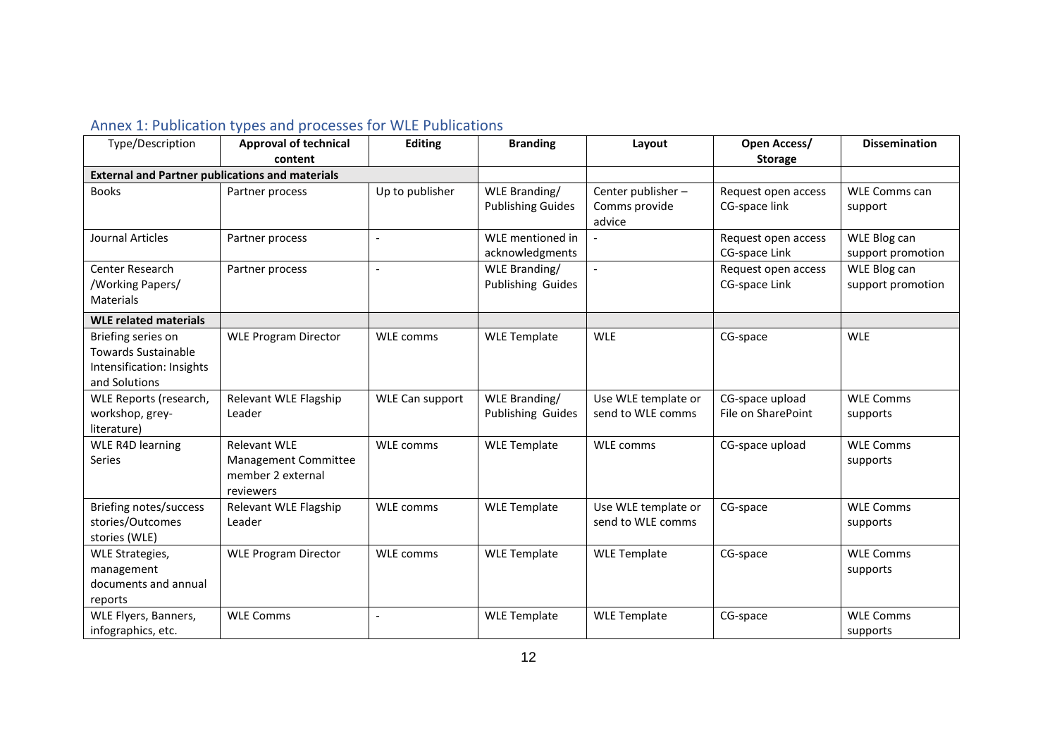## Annex 1: Publication types and processes for WLE Publications

| Type/Description | Approval of technical content | Editing | Branding | Layout | Open Access/ Storage | Dissemination |
|---|---|---|---|---|---|---|
| **External and Partner publications and materials** | | | | | | |
| Books | Partner process | Up to publisher | WLE Branding/ Publishing Guides | Center publisher – Comms provide advice | Request open access CG-space link | WLE Comms can support |
| Journal Articles | Partner process | - | WLE mentioned in acknowledgments | - | Request open access CG-space Link | WLE Blog can support promotion |
| Center Research /Working Papers/ Materials | Partner process | - | WLE Branding/ Publishing Guides | - | Request open access CG-space Link | WLE Blog can support promotion |
| **WLE related materials** | | | | | | |
| Briefing series on Towards Sustainable Intensification: Insights and Solutions | WLE Program Director | WLE comms | WLE Template | WLE | CG-space | WLE |
| WLE Reports (research, workshop, grey-literature) | Relevant WLE Flagship Leader | WLE Can support | WLE Branding/ Publishing Guides | Use WLE template or send to WLE comms | CG-space upload File on SharePoint | WLE Comms supports |
| WLE R4D learning Series | Relevant WLE Management Committee member 2 external reviewers | WLE comms | WLE Template | WLE comms | CG-space upload | WLE Comms supports |
| Briefing notes/success stories/Outcomes stories (WLE) | Relevant WLE Flagship Leader | WLE comms | WLE Template | Use WLE template or send to WLE comms | CG-space | WLE Comms supports |
| WLE Strategies, management documents and annual reports | WLE Program Director | WLE comms | WLE Template | WLE Template | CG-space | WLE Comms supports |
| WLE Flyers, Banners, infographics, etc. | WLE Comms | - | WLE Template | WLE Template | CG-space | WLE Comms supports |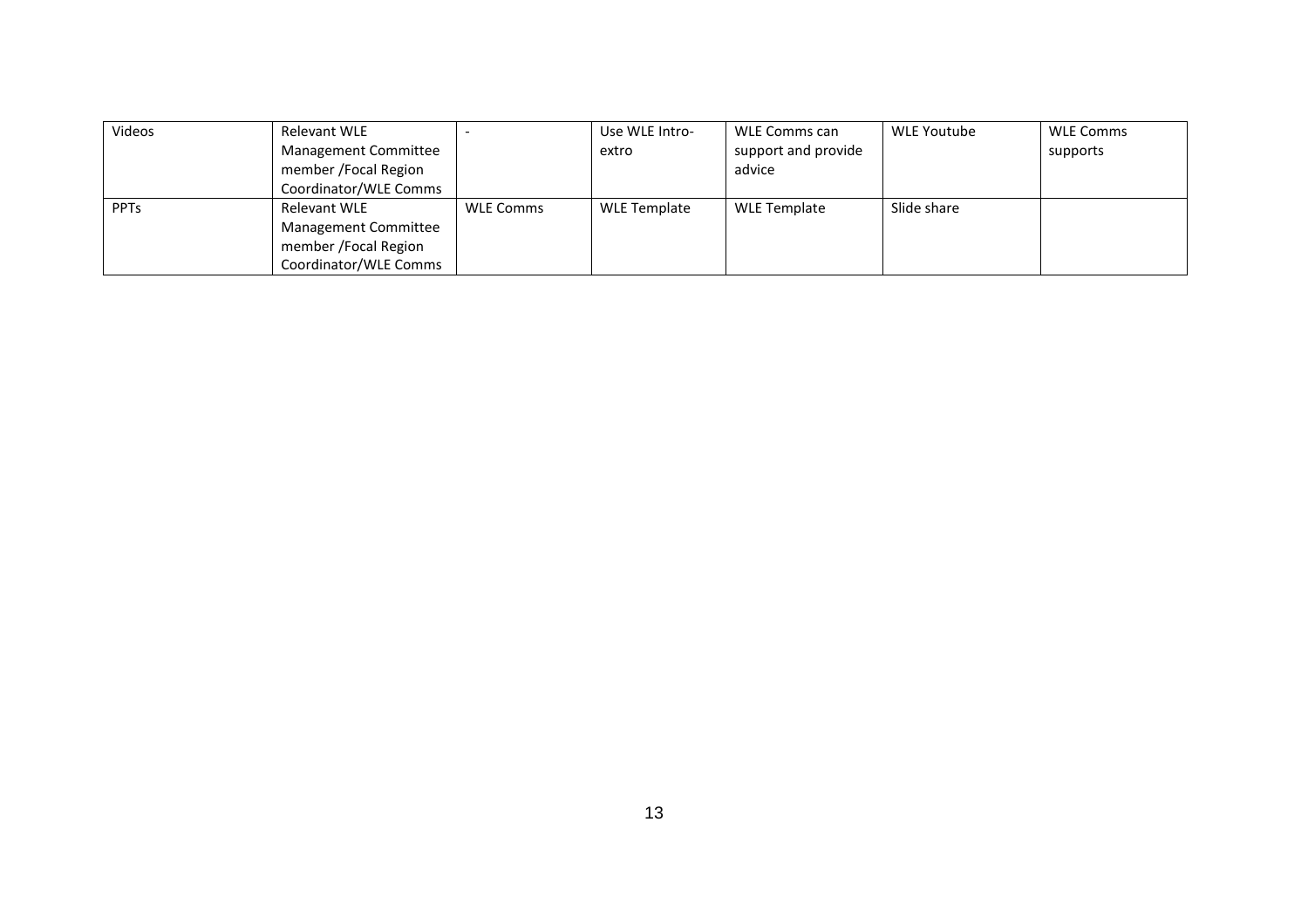| Videos | Relevant WLE Management Committee member /Focal Region Coordinator/WLE Comms | - | Use WLE Intro-extro | WLE Comms can support and provide advice | WLE Youtube | WLE Comms supports |
|---|---|---|---|---|---|---|
| PPTs | Relevant WLE Management Committee member /Focal Region Coordinator/WLE Comms | WLE Comms | WLE Template | WLE Template | Slide share | |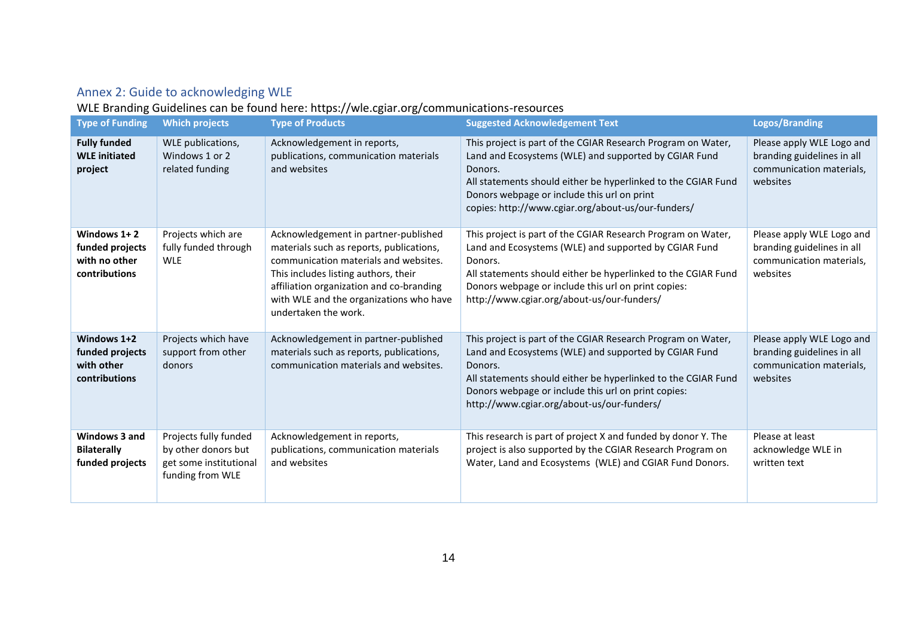## Annex 2: Guide to acknowledging WLE

WLE Branding Guidelines can be found here: https://wle.cgiar.org/communications-resources

| Type of Funding | Which projects | Type of Products | Suggested Acknowledgement Text | Logos/Branding |
|---|---|---|---|---|
| **Fully funded WLE initiated project** | WLE publications, Windows 1 or 2 related funding | Acknowledgement in reports, publications, communication materials and websites | This project is part of the CGIAR Research Program on Water, Land and Ecosystems (WLE) and supported by CGIAR Fund Donors.<br>All statements should either be hyperlinked to the CGIAR Fund Donors webpage or include this url on print copies: http://www.cgiar.org/about-us/our-funders/ | Please apply WLE Logo and branding guidelines in all communication materials, websites |
| **Windows 1+ 2 funded projects with no other contributions** | Projects which are fully funded through WLE | Acknowledgement in partner-published materials such as reports, publications, communication materials and websites. This includes listing authors, their affiliation organization and co-branding with WLE and the organizations who have undertaken the work. | This project is part of the CGIAR Research Program on Water, Land and Ecosystems (WLE) and supported by CGIAR Fund Donors.<br>All statements should either be hyperlinked to the CGIAR Fund Donors webpage or include this url on print copies: http://www.cgiar.org/about-us/our-funders/ | Please apply WLE Logo and branding guidelines in all communication materials, websites |
| **Windows 1+2 funded projects with other contributions** | Projects which have support from other donors | Acknowledgement in partner-published materials such as reports, publications, communication materials and websites. | This project is part of the CGIAR Research Program on Water, Land and Ecosystems (WLE) and supported by CGIAR Fund Donors.<br>All statements should either be hyperlinked to the CGIAR Fund Donors webpage or include this url on print copies: http://www.cgiar.org/about-us/our-funders/ | Please apply WLE Logo and branding guidelines in all communication materials, websites |
| **Windows 3 and Bilaterally funded projects** | Projects fully funded by other donors but get some institutional funding from WLE | Acknowledgement in reports, publications, communication materials and websites | This research is part of project X and funded by donor Y. The project is also supported by the CGIAR Research Program on Water, Land and Ecosystems (WLE) and CGIAR Fund Donors. | Please at least acknowledge WLE in written text |